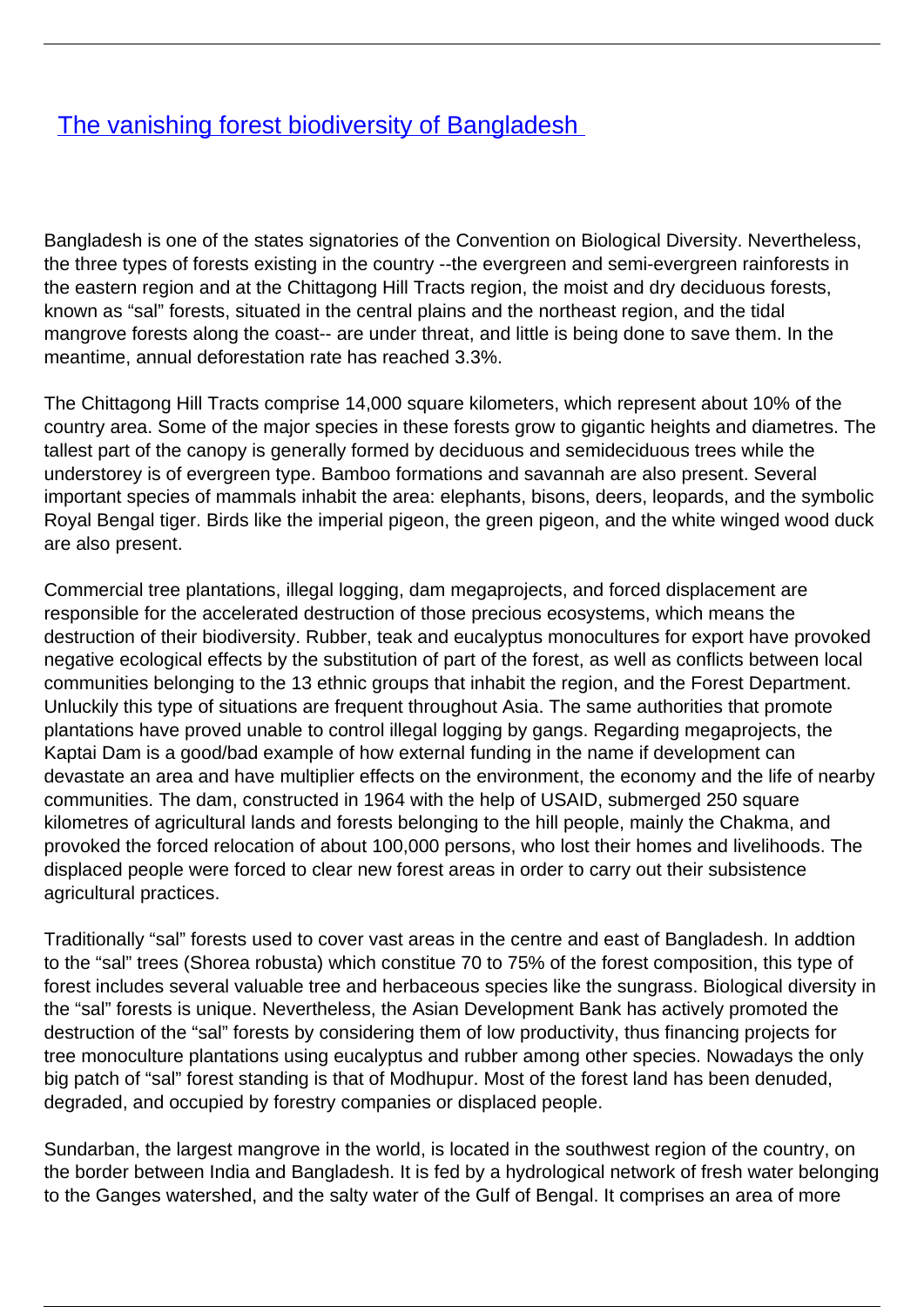# [The vanishing forest biodiversity of Bangladesh](#)

Bangladesh is one of the states signatories of the Convention on Biological Diversity. Nevertheless, the three types of forests existing in the country --the evergreen and semi-evergreen rainforests in the eastern region and at the Chittagong Hill Tracts region, the moist and dry deciduous forests, known as "sal" forests, situated in the central plains and the northeast region, and the tidal mangrove forests along the coast-- are under threat, and little is being done to save them. In the meantime, annual deforestation rate has reached 3.3%.

The Chittagong Hill Tracts comprise 14,000 square kilometers, which represent about 10% of the country area. Some of the major species in these forests grow to gigantic heights and diametres. The tallest part of the canopy is generally formed by deciduous and semideciduous trees while the understorey is of evergreen type. Bamboo formations and savannah are also present. Several important species of mammals inhabit the area: elephants, bisons, deers, leopards, and the symbolic Royal Bengal tiger. Birds like the imperial pigeon, the green pigeon, and the white winged wood duck are also present.

Commercial tree plantations, illegal logging, dam megaprojects, and forced displacement are responsible for the accelerated destruction of those precious ecosystems, which means the destruction of their biodiversity. Rubber, teak and eucalyptus monocultures for export have provoked negative ecological effects by the substitution of part of the forest, as well as conflicts between local communities belonging to the 13 ethnic groups that inhabit the region, and the Forest Department. Unluckily this type of situations are frequent throughout Asia. The same authorities that promote plantations have proved unable to control illegal logging by gangs. Regarding megaprojects, the Kaptai Dam is a good/bad example of how external funding in the name if development can devastate an area and have multiplier effects on the environment, the economy and the life of nearby communities. The dam, constructed in 1964 with the help of USAID, submerged 250 square kilometres of agricultural lands and forests belonging to the hill people, mainly the Chakma, and provoked the forced relocation of about 100,000 persons, who lost their homes and livelihoods. The displaced people were forced to clear new forest areas in order to carry out their subsistence agricultural practices.

Traditionally "sal" forests used to cover vast areas in the centre and east of Bangladesh. In addtion to the "sal" trees (Shorea robusta) which constitue 70 to 75% of the forest composition, this type of forest includes several valuable tree and herbaceous species like the sungrass. Biological diversity in the "sal" forests is unique. Nevertheless, the Asian Development Bank has actively promoted the destruction of the "sal" forests by considering them of low productivity, thus financing projects for tree monoculture plantations using eucalyptus and rubber among other species. Nowadays the only big patch of "sal" forest standing is that of Modhupur. Most of the forest land has been denuded, degraded, and occupied by forestry companies or displaced people.

Sundarban, the largest mangrove in the world, is located in the southwest region of the country, on the border between India and Bangladesh. It is fed by a hydrological network of fresh water belonging to the Ganges watershed, and the salty water of the Gulf of Bengal. It comprises an area of more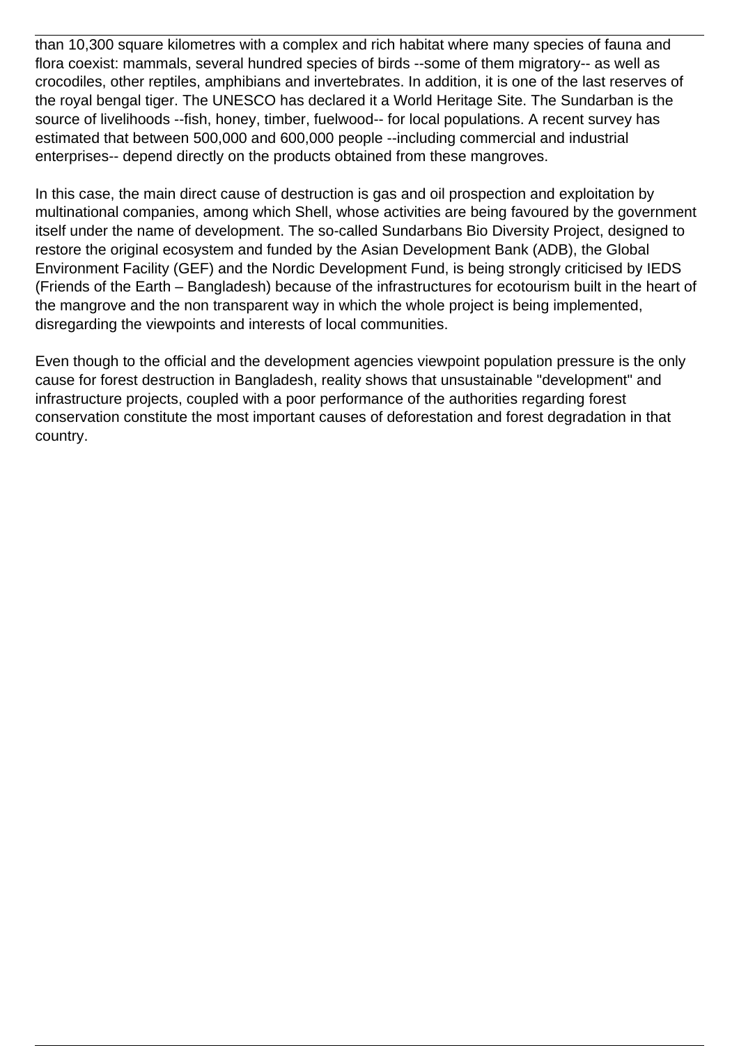than 10,300 square kilometres with a complex and rich habitat where many species of fauna and flora coexist: mammals, several hundred species of birds --some of them migratory-- as well as crocodiles, other reptiles, amphibians and invertebrates. In addition, it is one of the last reserves of the royal bengal tiger. The UNESCO has declared it a World Heritage Site. The Sundarban is the source of livelihoods --fish, honey, timber, fuelwood-- for local populations. A recent survey has estimated that between 500,000 and 600,000 people --including commercial and industrial enterprises-- depend directly on the products obtained from these mangroves.

In this case, the main direct cause of destruction is gas and oil prospection and exploitation by multinational companies, among which Shell, whose activities are being favoured by the government itself under the name of development. The so-called Sundarbans Bio Diversity Project, designed to restore the original ecosystem and funded by the Asian Development Bank (ADB), the Global Environment Facility (GEF) and the Nordic Development Fund, is being strongly criticised by IEDS (Friends of the Earth – Bangladesh) because of the infrastructures for ecotourism built in the heart of the mangrove and the non transparent way in which the whole project is being implemented, disregarding the viewpoints and interests of local communities.

Even though to the official and the development agencies viewpoint population pressure is the only cause for forest destruction in Bangladesh, reality shows that unsustainable "development" and infrastructure projects, coupled with a poor performance of the authorities regarding forest conservation constitute the most important causes of deforestation and forest degradation in that country.